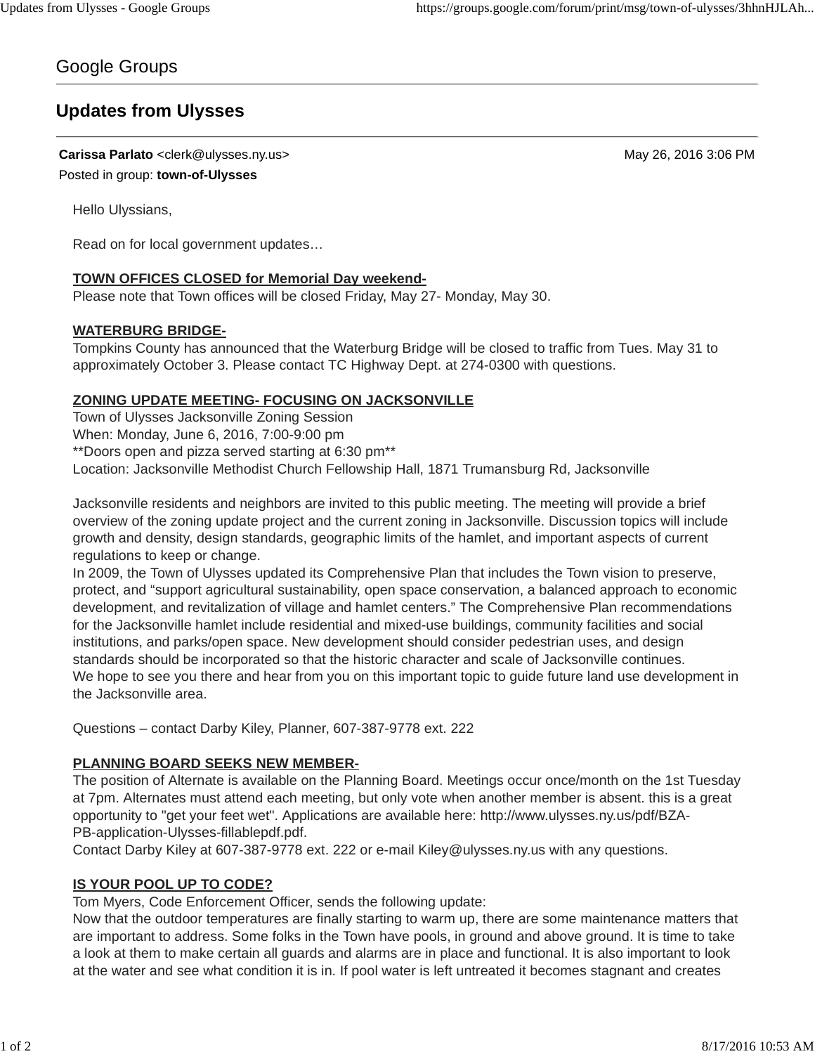Google Groups

# Updates from Ulysses

**Carissa Parlato** <clerk@ulysses.ny.us> May 26, 2016 3:06 PM

Posted in group: **town-of-Ulysses**

Hello Ulyssians,

Read on for local government updates…

**TOWN OFFICES CLOSED for Memorial Day weekend-**

Please note that Town offices will be closed Friday, May 27- Monday, May 30.

**WATERBURG BRIDGE-**

Tompkins County has announced that the Waterburg Bridge will be closed to traffic from Tues. May 31 to approximately October 3. Please contact TC Highway Dept. at 274-0300 with questions.

**ZONING UPDATE MEETING- FOCUSING ON JACKSONVILLE**

Town of Ulysses Jacksonville Zoning Session
When: Monday, June 6, 2016, 7:00-9:00 pm
**Doors open and pizza served starting at 6:30 pm**
Location: Jacksonville Methodist Church Fellowship Hall, 1871 Trumansburg Rd, Jacksonville

Jacksonville residents and neighbors are invited to this public meeting. The meeting will provide a brief overview of the zoning update project and the current zoning in Jacksonville. Discussion topics will include growth and density, design standards, geographic limits of the hamlet, and important aspects of current regulations to keep or change.
In 2009, the Town of Ulysses updated its Comprehensive Plan that includes the Town vision to preserve, protect, and "support agricultural sustainability, open space conservation, a balanced approach to economic development, and revitalization of village and hamlet centers." The Comprehensive Plan recommendations for the Jacksonville hamlet include residential and mixed-use buildings, community facilities and social institutions, and parks/open space. New development should consider pedestrian uses, and design standards should be incorporated so that the historic character and scale of Jacksonville continues.
We hope to see you there and hear from you on this important topic to guide future land use development in the Jacksonville area.

Questions – contact Darby Kiley, Planner, 607-387-9778 ext. 222

**PLANNING BOARD SEEKS NEW MEMBER-**

The position of Alternate is available on the Planning Board. Meetings occur once/month on the 1st Tuesday at 7pm. Alternates must attend each meeting, but only vote when another member is absent. this is a great opportunity to "get your feet wet". Applications are available here: http://www.ulysses.ny.us/pdf/BZA-PB-application-Ulysses-fillablepdf.pdf.
Contact Darby Kiley at 607-387-9778 ext. 222 or e-mail Kiley@ulysses.ny.us with any questions.

**IS YOUR POOL UP TO CODE?**

Tom Myers, Code Enforcement Officer, sends the following update:
Now that the outdoor temperatures are finally starting to warm up, there are some maintenance matters that are important to address. Some folks in the Town have pools, in ground and above ground. It is time to take a look at them to make certain all guards and alarms are in place and functional. It is also important to look at the water and see what condition it is in. If pool water is left untreated it becomes stagnant and creates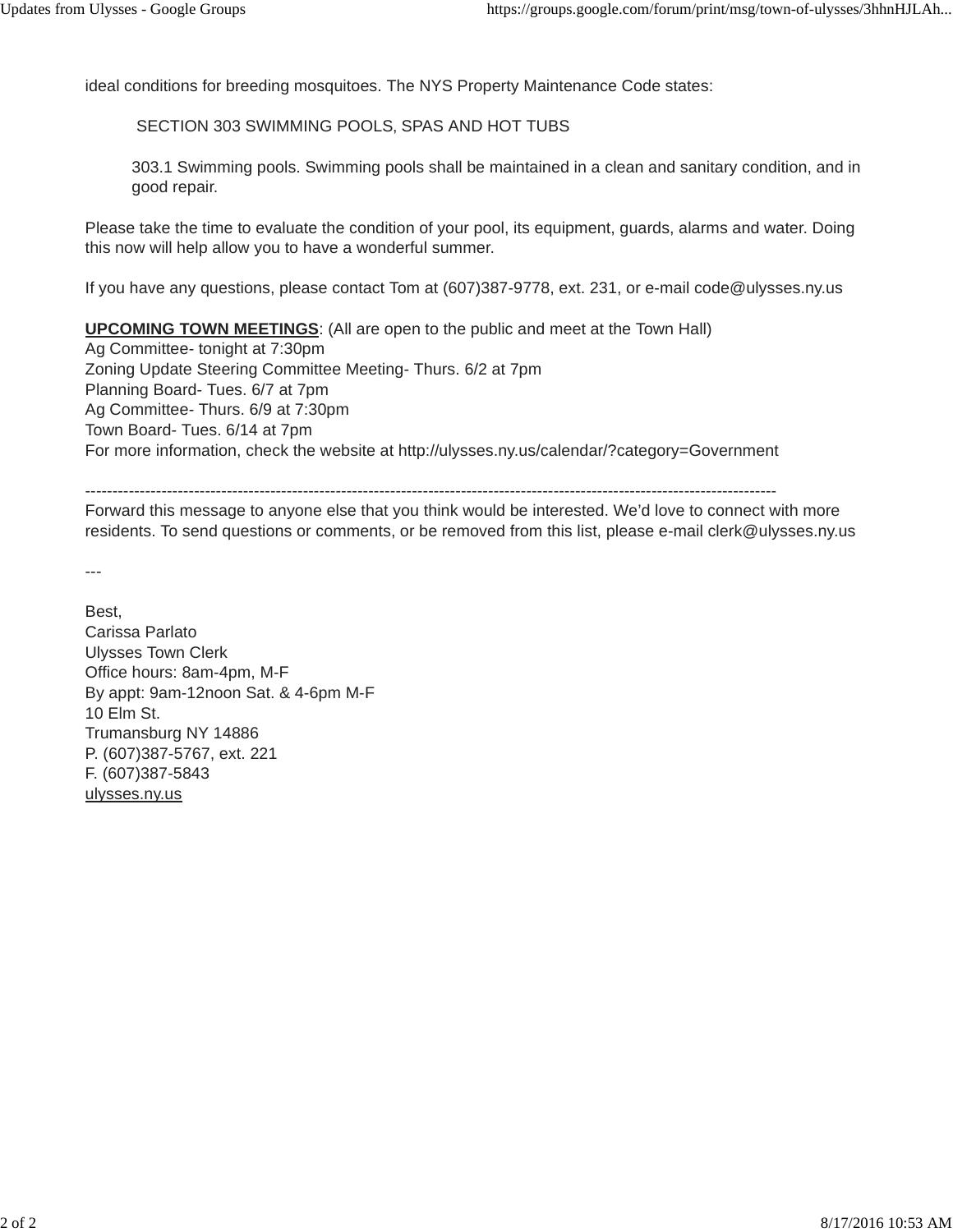ideal conditions for breeding mosquitoes. The NYS Property Maintenance Code states:

> SECTION 303 SWIMMING POOLS, SPAS AND HOT TUBS
>
> 303.1 Swimming pools. Swimming pools shall be maintained in a clean and sanitary condition, and in good repair.

Please take the time to evaluate the condition of your pool, its equipment, guards, alarms and water. Doing this now will help allow you to have a wonderful summer.

If you have any questions, please contact Tom at (607)387-9778, ext. 231, or e-mail code@ulysses.ny.us

**UPCOMING TOWN MEETINGS**: (All are open to the public and meet at the Town Hall)
Ag Committee- tonight at 7:30pm
Zoning Update Steering Committee Meeting- Thurs. 6/2 at 7pm
Planning Board- Tues. 6/7 at 7pm
Ag Committee- Thurs. 6/9 at 7:30pm
Town Board- Tues. 6/14 at 7pm
For more information, check the website at http://ulysses.ny.us/calendar/?category=Government

------------------------------------------------------------------------------------------------------------------------------------
Forward this message to anyone else that you think would be interested. We'd love to connect with more residents. To send questions or comments, or be removed from this list, please e-mail clerk@ulysses.ny.us

---

Best,
Carissa Parlato
Ulysses Town Clerk
Office hours: 8am-4pm, M-F
By appt: 9am-12noon Sat. & 4-6pm M-F
10 Elm St.
Trumansburg NY 14886
P. (607)387-5767, ext. 221
F. (607)387-5843
ulysses.ny.us